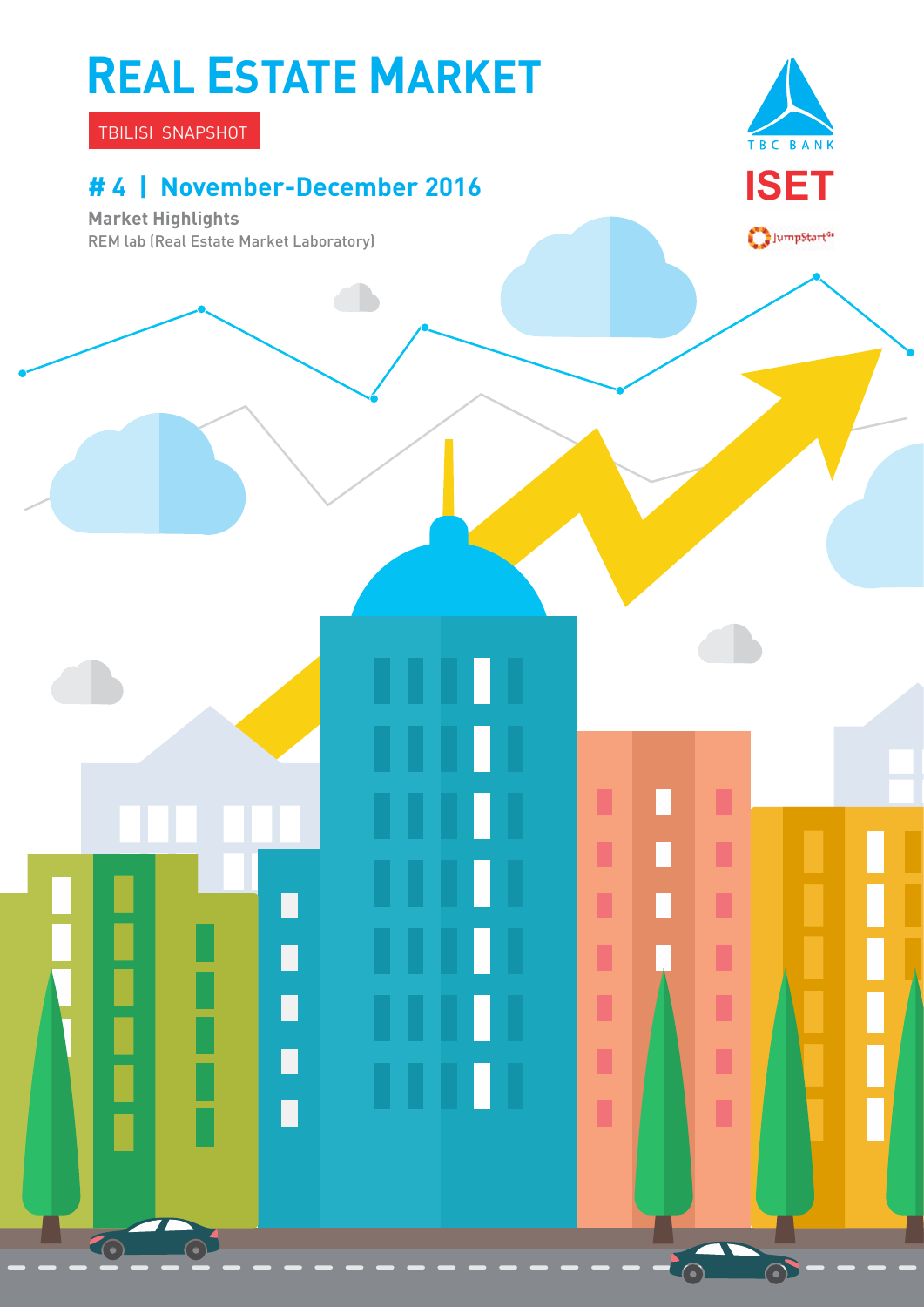# REAL ESTATE MARKET

TBILISI SNAPSHOT

## # 4 | November-December 2016

**Market Highlights**

REM lab (Real Estate Market Laboratory)

TBC BANK

ISET

JumpStart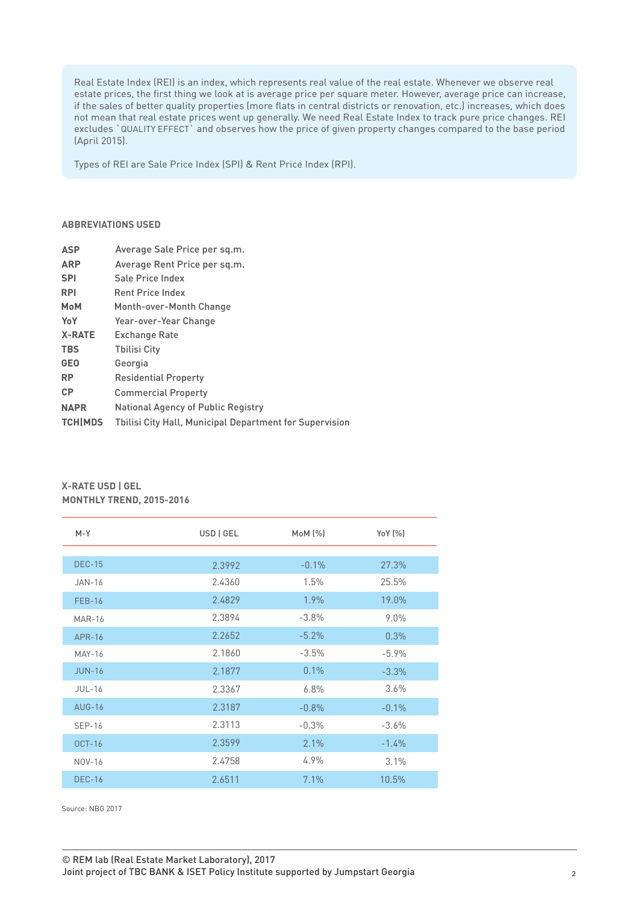Real Estate Index (REI) is an index, which represents real value of the real estate. Whenever we observe real estate prices, the first thing we look at is average price per square meter. However, average price can increase, if the sales of better quality properties (more flats in central districts or renovation, etc.) increases, which does not mean that real estate prices went up generally. We need Real Estate Index to track pure price changes. REI excludes `QUALITY EFFECT` and observes how the price of given property changes compared to the base period (April 2015).

Types of REI are Sale Price Index (SPI) & Rent Price Index (RPI).

**ABBREVIATIONS USED**

| | |
|---|---|
| **ASP** | Average Sale Price per sq.m. |
| **ARP** | Average Rent Price per sq.m. |
| **SPI** | Sale Price Index |
| **RPI** | Rent Price Index |
| **MoM** | Month-over-Month Change |
| **YoY** | Year-over-Year Change |
| **X-RATE** | Exchange Rate |
| **TBS** | Tbilisi City |
| **GEO** | Georgia |
| **RP** | Residential Property |
| **CP** | Commercial Property |
| **NAPR** | National Agency of Public Registry |
| **TCH\|MDS** | Tbilisi City Hall, Municipal Department for Supervision |

**X-RATE USD | GEL**
**MONTHLY TREND, 2015-2016**

| M-Y | USD \| GEL | MoM (%) | YoY (%) |
|---|---|---|---|
| DEC-15 | 2.3992 | -0.1% | 27.3% |
| JAN-16 | 2.4360 | 1.5% | 25.5% |
| FEB-16 | 2.4829 | 1.9% | 19.0% |
| MAR-16 | 2.3894 | -3.8% | 9.0% |
| APR-16 | 2.2652 | -5.2% | 0.3% |
| MAY-16 | 2.1860 | -3.5% | -5.9% |
| JUN-16 | 2.1877 | 0.1% | -3.3% |
| JUL-16 | 2.3367 | 6.8% | 3.6% |
| AUG-16 | 2.3187 | -0.8% | -0.1% |
| SEP-16 | 2.3113 | -0.3% | -3.6% |
| OCT-16 | 2.3599 | 2.1% | -1.4% |
| NOV-16 | 2.4758 | 4.9% | 3.1% |
| DEC-16 | 2.6511 | 7.1% | 10.5% |

Source: NBG 2017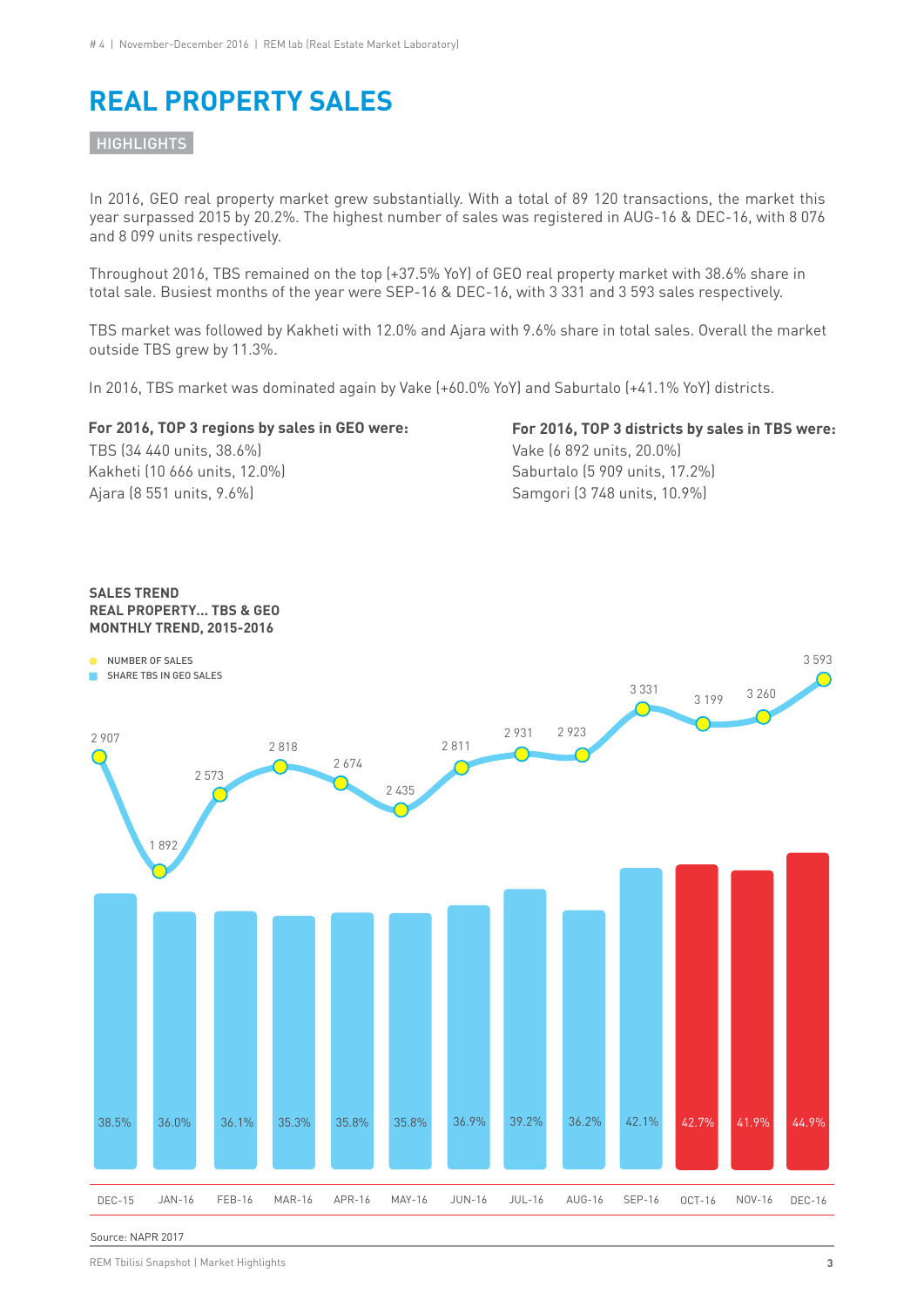# REAL PROPERTY SALES

## HIGHLIGHTS

In 2016, GEO real property market grew substantially. With a total of 89 120 transactions, the market this year surpassed 2015 by 20.2%. The highest number of sales was registered in AUG-16 & DEC-16, with 8 076 and 8 099 units respectively.

Throughout 2016, TBS remained on the top (+37.5% YoY) of GEO real property market with 38.6% share in total sale. Busiest months of the year were SEP-16 & DEC-16, with 3 331 and 3 593 sales respectively.

TBS market was followed by Kakheti with 12.0% and Ajara with 9.6% share in total sales. Overall the market outside TBS grew by 11.3%.

In 2016, TBS market was dominated again by Vake (+60.0% YoY) and Saburtalo (+41.1% YoY) districts.

**For 2016, TOP 3 regions by sales in GEO were:**
TBS (34 440 units, 38.6%)
Kakheti (10 666 units, 12.0%)
Ajara (8 551 units, 9.6%)

**For 2016, TOP 3 districts by sales in TBS were:**
Vake (6 892 units, 20.0%)
Saburtalo (5 909 units, 17.2%)
Samgori (3 748 units, 10.9%)

**SALES TREND**
**REAL PROPERTY... TBS & GEO**
**MONTHLY TREND, 2015-2016**

| Month | Number of sales | Share TBS in GEO sales |
|---|---|---|
| DEC-15 | 2 907 | 38.5% |
| JAN-16 | 1 892 | 36.0% |
| FEB-16 | 2 573 | 36.1% |
| MAR-16 | 2 818 | 35.3% |
| APR-16 | 2 674 | 35.8% |
| MAY-16 | 2 435 | 35.8% |
| JUN-16 | 2 811 | 36.9% |
| JUL-16 | 2 931 | 39.2% |
| AUG-16 | 2 923 | 36.2% |
| SEP-16 | 3 331 | 42.1% |
| OCT-16 | 3 199 | 42.7% |
| NOV-16 | 3 260 | 41.9% |
| DEC-16 | 3 593 | 44.9% |

Source: NAPR 2017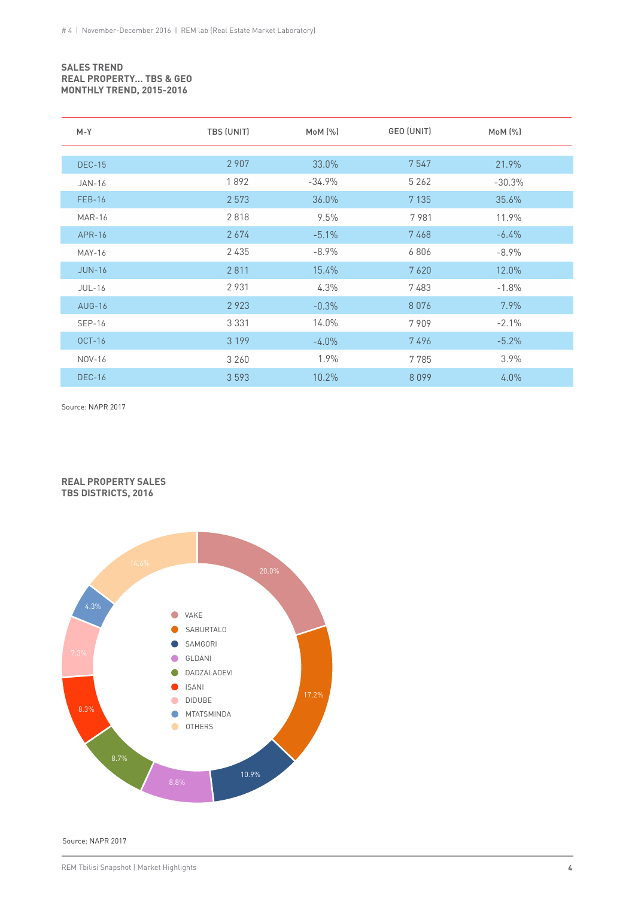**SALES TREND**
**REAL PROPERTY... TBS & GEO**
**MONTHLY TREND, 2015-2016**

| M-Y | TBS (UNIT) | MoM (%) | GEO (UNIT) | MoM (%) |
|---|---|---|---|---|
| DEC-15 | 2 907 | 33.0% | 7 547 | 21.9% |
| JAN-16 | 1 892 | -34.9% | 5 262 | -30.3% |
| FEB-16 | 2 573 | 36.0% | 7 135 | 35.6% |
| MAR-16 | 2 818 | 9.5% | 7 981 | 11.9% |
| APR-16 | 2 674 | -5.1% | 7 468 | -6.4% |
| MAY-16 | 2 435 | -8.9% | 6 806 | -8.9% |
| JUN-16 | 2 811 | 15.4% | 7 620 | 12.0% |
| JUL-16 | 2 931 | 4.3% | 7 483 | -1.8% |
| AUG-16 | 2 923 | -0.3% | 8 076 | 7.9% |
| SEP-16 | 3 331 | 14.0% | 7 909 | -2.1% |
| OCT-16 | 3 199 | -4.0% | 7 496 | -5.2% |
| NOV-16 | 3 260 | 1.9% | 7 785 | 3.9% |
| DEC-16 | 3 593 | 10.2% | 8 099 | 4.0% |

Source: NAPR 2017

**REAL PROPERTY SALES**
**TBS DISTRICTS, 2016**

| District | Share |
|---|---|
| VAKE | 20.0% |
| SABURTALO | 17.2% |
| SAMGORI | 10.9% |
| GLDANI | 8.8% |
| DADZALADEVI | 8.7% |
| ISANI | 8.3% |
| DIDUBE | 7.3% |
| MTATSMINDA | 4.3% |
| OTHERS | 14.6% |

Source: NAPR 2017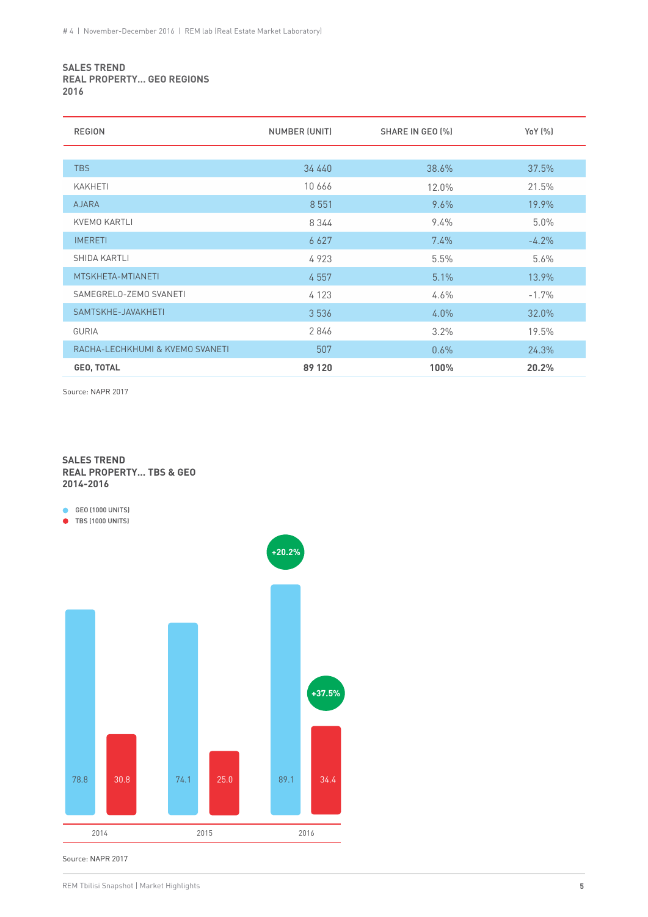### SALES TREND
### REAL PROPERTY... GEO REGIONS
### 2016

| REGION | NUMBER (UNIT) | SHARE IN GEO (%) | YoY (%) |
|---|---|---|---|
| TBS | 34 440 | 38.6% | 37.5% |
| KAKHETI | 10 666 | 12.0% | 21.5% |
| AJARA | 8 551 | 9.6% | 19.9% |
| KVEMO KARTLI | 8 344 | 9.4% | 5.0% |
| IMERETI | 6 627 | 7.4% | -4.2% |
| SHIDA KARTLI | 4 923 | 5.5% | 5.6% |
| MTSKHETA-MTIANETI | 4 557 | 5.1% | 13.9% |
| SAMEGRELO-ZEMO SVANETI | 4 123 | 4.6% | -1.7% |
| SAMTSKHE-JAVAKHETI | 3 536 | 4.0% | 32.0% |
| GURIA | 2 846 | 3.2% | 19.5% |
| RACHA-LECHKHUMI & KVEMO SVANETI | 507 | 0.6% | 24.3% |
| **GEO, TOTAL** | **89 120** | **100%** | **20.2%** |

Source: NAPR 2017

### SALES TREND
### REAL PROPERTY... TBS & GEO
### 2014-2016

| Year | GEO (1000 UNITS) | TBS (1000 UNITS) |
|---|---|---|
| 2014 | 78.8 | 30.8 |
| 2015 | 74.1 | 25.0 |
| 2016 | 89.1 (+20.2%) | 34.4 (+37.5%) |

Source: NAPR 2017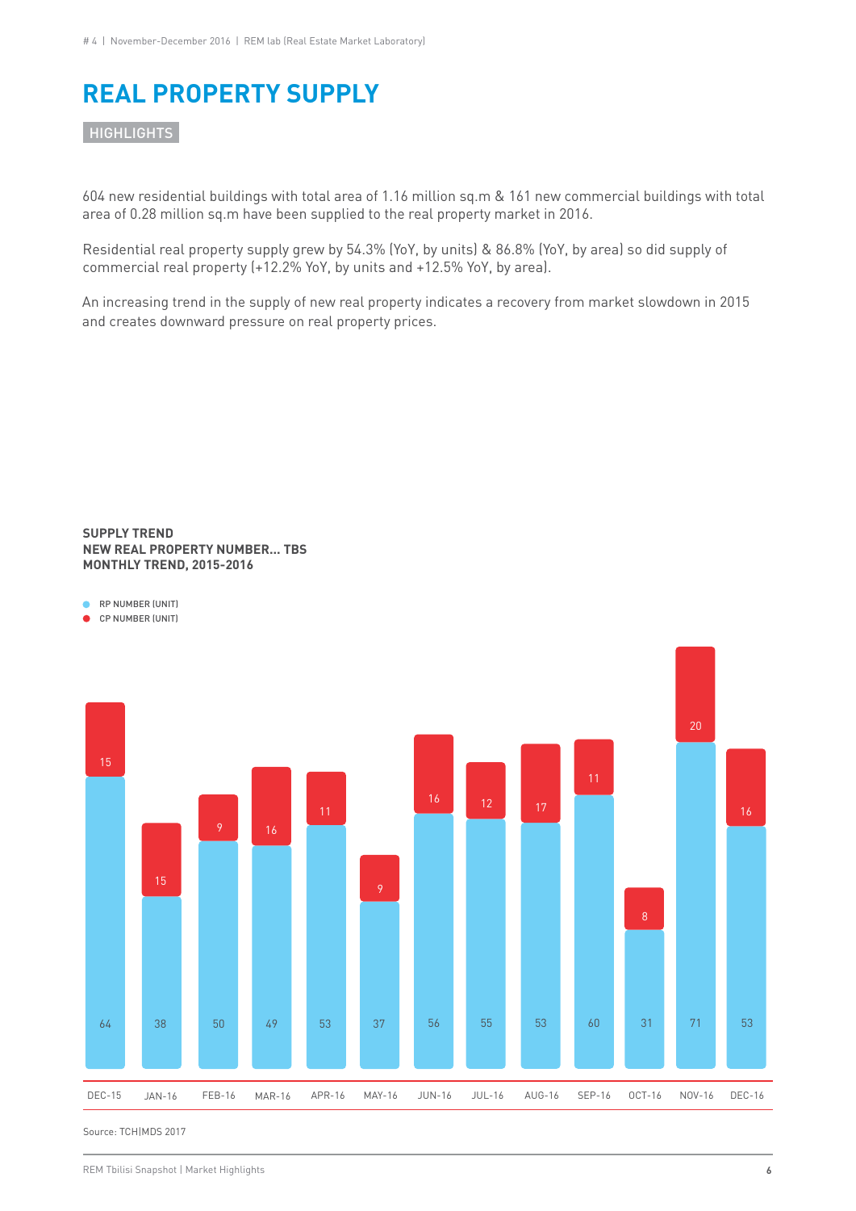# REAL PROPERTY SUPPLY

HIGHLIGHTS

604 new residential buildings with total area of 1.16 million sq.m & 161 new commercial buildings with total area of 0.28 million sq.m have been supplied to the real property market in 2016.

Residential real property supply grew by 54.3% (YoY, by units) & 86.8% (YoY, by area) so did supply of commercial real property (+12.2% YoY, by units and +12.5% YoY, by area).

An increasing trend in the supply of new real property indicates a recovery from market slowdown in 2015 and creates downward pressure on real property prices.

**SUPPLY TREND**
**NEW REAL PROPERTY NUMBER... TBS**
**MONTHLY TREND, 2015-2016**

| | DEC-15 | JAN-16 | FEB-16 | MAR-16 | APR-16 | MAY-16 | JUN-16 | JUL-16 | AUG-16 | SEP-16 | OCT-16 | NOV-16 | DEC-16 |
|---|---|---|---|---|---|---|---|---|---|---|---|---|---|
| RP NUMBER (UNIT) | 64 | 38 | 50 | 49 | 53 | 37 | 56 | 55 | 53 | 60 | 31 | 71 | 53 |
| CP NUMBER (UNIT) | 15 | 15 | 9 | 16 | 11 | 9 | 16 | 12 | 17 | 11 | 8 | 20 | 16 |

Source: TCH|MDS 2017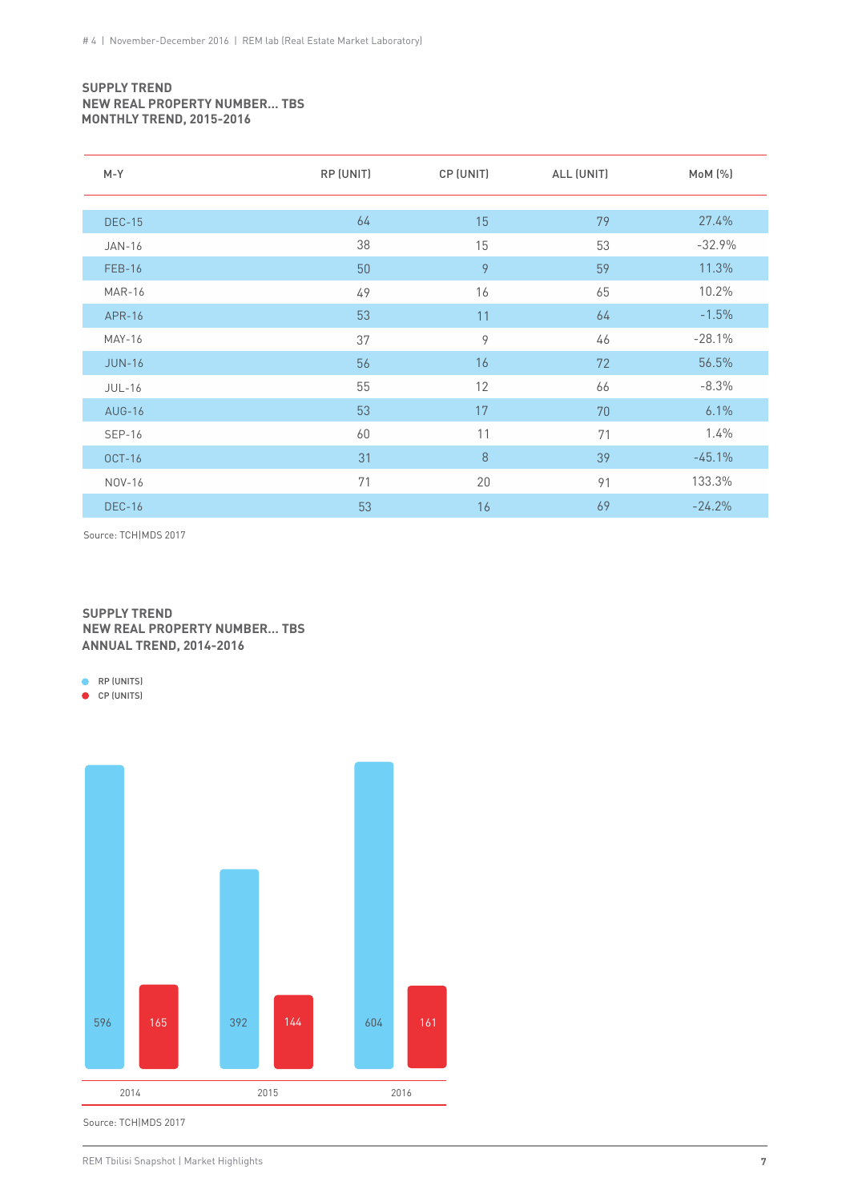**SUPPLY TREND**
**NEW REAL PROPERTY NUMBER... TBS**
**MONTHLY TREND, 2015-2016**

| M-Y | RP (UNIT) | CP (UNIT) | ALL (UNIT) | MoM (%) |
|---|---|---|---|---|
| DEC-15 | 64 | 15 | 79 | 27.4% |
| JAN-16 | 38 | 15 | 53 | -32.9% |
| FEB-16 | 50 | 9 | 59 | 11.3% |
| MAR-16 | 49 | 16 | 65 | 10.2% |
| APR-16 | 53 | 11 | 64 | -1.5% |
| MAY-16 | 37 | 9 | 46 | -28.1% |
| JUN-16 | 56 | 16 | 72 | 56.5% |
| JUL-16 | 55 | 12 | 66 | -8.3% |
| AUG-16 | 53 | 17 | 70 | 6.1% |
| SEP-16 | 60 | 11 | 71 | 1.4% |
| OCT-16 | 31 | 8 | 39 | -45.1% |
| NOV-16 | 71 | 20 | 91 | 133.3% |
| DEC-16 | 53 | 16 | 69 | -24.2% |

Source: TCH|MDS 2017

**SUPPLY TREND**
**NEW REAL PROPERTY NUMBER... TBS**
**ANNUAL TREND, 2014-2016**

| Year | RP (UNITS) | CP (UNITS) |
|---|---|---|
| 2014 | 596 | 165 |
| 2015 | 392 | 144 |
| 2016 | 604 | 161 |

Source: TCH|MDS 2017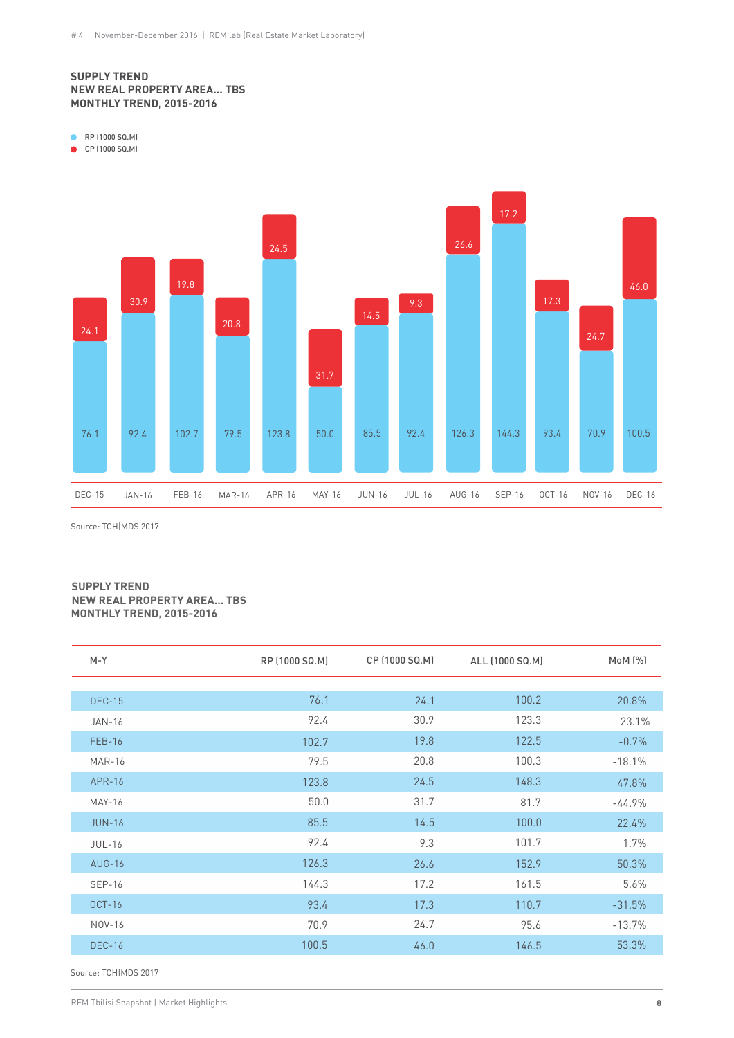**SUPPLY TREND**
**NEW REAL PROPERTY AREA... TBS**
**MONTHLY TREND, 2015-2016**

- RP (1000 SQ.M)
- CP (1000 SQ.M)

| | DEC-15 | JAN-16 | FEB-16 | MAR-16 | APR-16 | MAY-16 | JUN-16 | JUL-16 | AUG-16 | SEP-16 | OCT-16 | NOV-16 | DEC-16 |
|---|---|---|---|---|---|---|---|---|---|---|---|---|---|
| RP (1000 SQ.M) | 76.1 | 92.4 | 102.7 | 79.5 | 123.8 | 50.0 | 85.5 | 92.4 | 126.3 | 144.3 | 93.4 | 70.9 | 100.5 |
| CP (1000 SQ.M) | 24.1 | 30.9 | 19.8 | 20.8 | 24.5 | 31.7 | 14.5 | 9.3 | 26.6 | 17.2 | 17.3 | 24.7 | 46.0 |

Source: TCH|MDS 2017

**SUPPLY TREND**
**NEW REAL PROPERTY AREA... TBS**
**MONTHLY TREND, 2015-2016**

| M-Y | RP (1000 SQ.M) | CP (1000 SQ.M) | ALL (1000 SQ.M) | MoM (%) |
|---|---|---|---|---|
| DEC-15 | 76.1 | 24.1 | 100.2 | 20.8% |
| JAN-16 | 92.4 | 30.9 | 123.3 | 23.1% |
| FEB-16 | 102.7 | 19.8 | 122.5 | -0.7% |
| MAR-16 | 79.5 | 20.8 | 100.3 | -18.1% |
| APR-16 | 123.8 | 24.5 | 148.3 | 47.8% |
| MAY-16 | 50.0 | 31.7 | 81.7 | -44.9% |
| JUN-16 | 85.5 | 14.5 | 100.0 | 22.4% |
| JUL-16 | 92.4 | 9.3 | 101.7 | 1.7% |
| AUG-16 | 126.3 | 26.6 | 152.9 | 50.3% |
| SEP-16 | 144.3 | 17.2 | 161.5 | 5.6% |
| OCT-16 | 93.4 | 17.3 | 110.7 | -31.5% |
| NOV-16 | 70.9 | 24.7 | 95.6 | -13.7% |
| DEC-16 | 100.5 | 46.0 | 146.5 | 53.3% |

Source: TCH|MDS 2017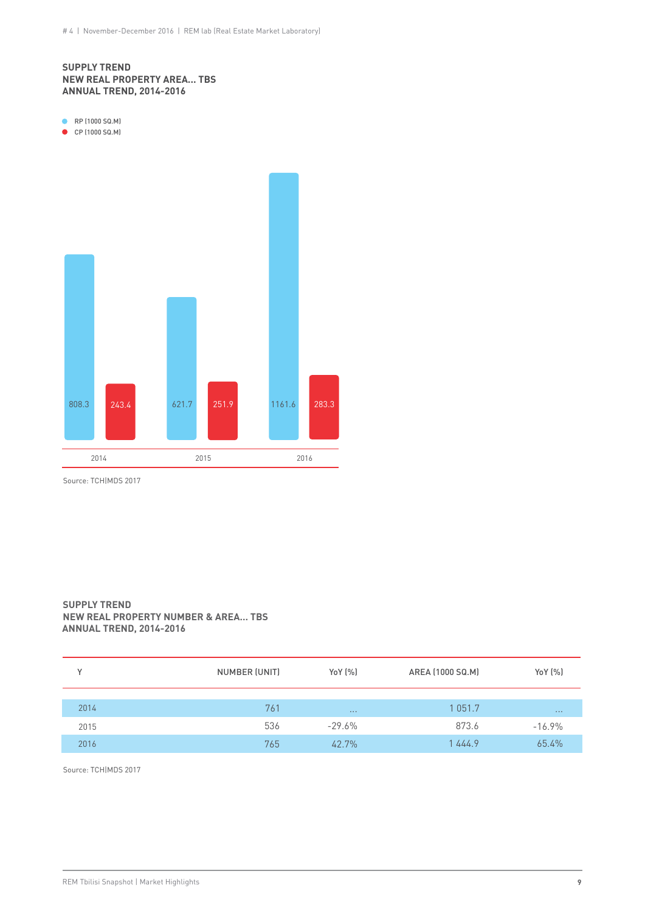**SUPPLY TREND**
**NEW REAL PROPERTY AREA... TBS**
**ANNUAL TREND, 2014-2016**

- RP (1000 SQ.M)
- CP (1000 SQ.M)

| | 2014 | 2015 | 2016 |
|---|---|---|---|
| RP (1000 SQ.M) | 808.3 | 621.7 | 1161.6 |
| CP (1000 SQ.M) | 243.4 | 251.9 | 283.3 |

Source: TCH|MDS 2017

**SUPPLY TREND**
**NEW REAL PROPERTY NUMBER & AREA... TBS**
**ANNUAL TREND, 2014-2016**

| Y | NUMBER (UNIT) | YoY (%) | AREA (1000 SQ.M) | YoY (%) |
|---|---|---|---|---|
| 2014 | 761 | ... | 1 051.7 | ... |
| 2015 | 536 | -29.6% | 873.6 | -16.9% |
| 2016 | 765 | 42.7% | 1 444.9 | 65.4% |

Source: TCH|MDS 2017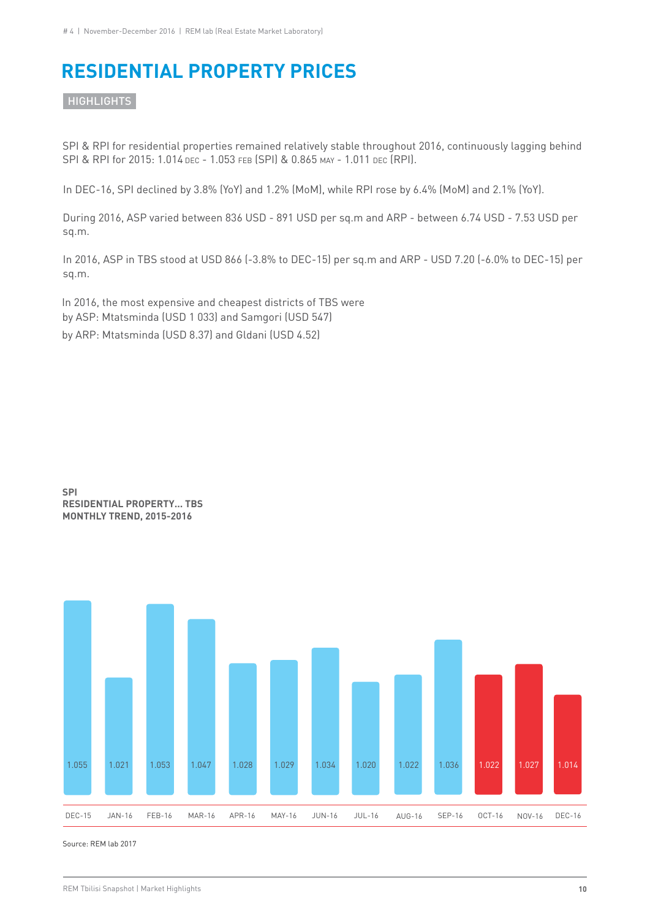# RESIDENTIAL PROPERTY PRICES

HIGHLIGHTS

SPI & RPI for residential properties remained relatively stable throughout 2016, continuously lagging behind SPI & RPI for 2015: 1.014 DEC - 1.053 FEB (SPI) & 0.865 MAY - 1.011 DEC (RPI).

In DEC-16, SPI declined by 3.8% (YoY) and 1.2% (MoM), while RPI rose by 6.4% (MoM) and 2.1% (YoY).

During 2016, ASP varied between 836 USD - 891 USD per sq.m and ARP - between 6.74 USD - 7.53 USD per sq.m.

In 2016, ASP in TBS stood at USD 866 (-3.8% to DEC-15) per sq.m and ARP - USD 7.20 (-6.0% to DEC-15) per sq.m.

In 2016, the most expensive and cheapest districts of TBS were
by ASP: Mtatsminda (USD 1 033) and Samgori (USD 547)
by ARP: Mtatsminda (USD 8.37) and Gldani (USD 4.52)

**SPI**
**RESIDENTIAL PROPERTY... TBS**
**MONTHLY TREND, 2015-2016**

| DEC-15 | JAN-16 | FEB-16 | MAR-16 | APR-16 | MAY-16 | JUN-16 | JUL-16 | AUG-16 | SEP-16 | OCT-16 | NOV-16 | DEC-16 |
|---|---|---|---|---|---|---|---|---|---|---|---|---|
| 1.055 | 1.021 | 1.053 | 1.047 | 1.028 | 1.029 | 1.034 | 1.020 | 1.022 | 1.036 | 1.022 | 1.027 | 1.014 |

Source: REM lab 2017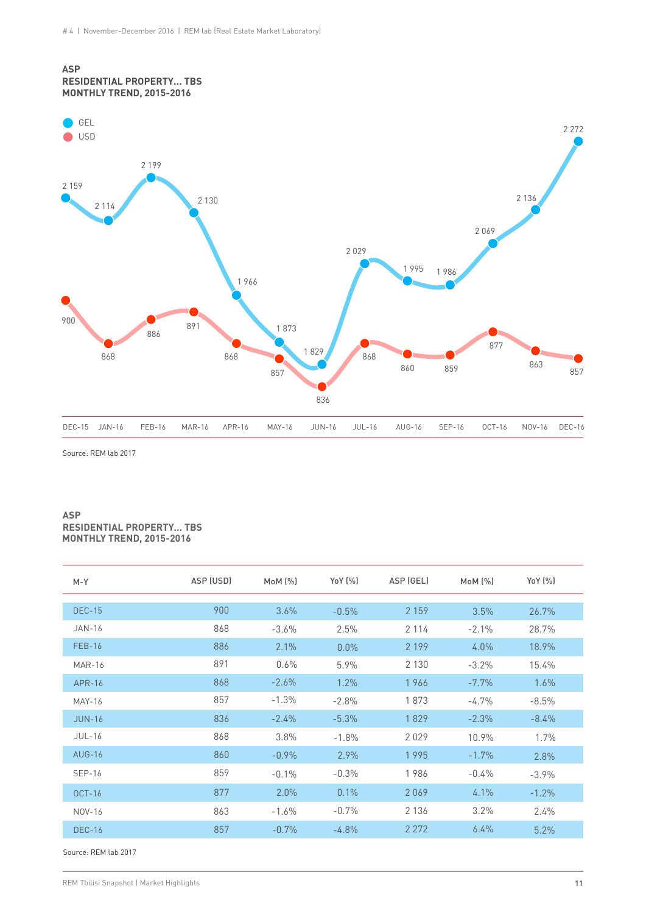**ASP**
**RESIDENTIAL PROPERTY... TBS**
**MONTHLY TREND, 2015-2016**

| M-Y | GEL | USD |
|---|---|---|
| DEC-15 | 2 159 | 900 |
| JAN-16 | 2 114 | 868 |
| FEB-16 | 2 199 | 886 |
| MAR-16 | 2 130 | 891 |
| APR-16 | 1 966 | 868 |
| MAY-16 | 1 873 | 857 |
| JUN-16 | 1 829 | 836 |
| JUL-16 | 2 029 | 868 |
| AUG-16 | 1 995 | 860 |
| SEP-16 | 1 986 | 859 |
| OCT-16 | 2 069 | 877 |
| NOV-16 | 2 136 | 863 |
| DEC-16 | 2 272 | 857 |

Source: REM lab 2017

**ASP**
**RESIDENTIAL PROPERTY... TBS**
**MONTHLY TREND, 2015-2016**

| M-Y | ASP (USD) | MoM (%) | YoY (%) | ASP (GEL) | MoM (%) | YoY (%) |
|---|---|---|---|---|---|---|
| DEC-15 | 900 | 3.6% | -0.5% | 2 159 | 3.5% | 26.7% |
| JAN-16 | 868 | -3.6% | 2.5% | 2 114 | -2.1% | 28.7% |
| FEB-16 | 886 | 2.1% | 0.0% | 2 199 | 4.0% | 18.9% |
| MAR-16 | 891 | 0.6% | 5.9% | 2 130 | -3.2% | 15.4% |
| APR-16 | 868 | -2.6% | 1.2% | 1 966 | -7.7% | 1.6% |
| MAY-16 | 857 | -1.3% | -2.8% | 1 873 | -4.7% | -8.5% |
| JUN-16 | 836 | -2.4% | -5.3% | 1 829 | -2.3% | -8.4% |
| JUL-16 | 868 | 3.8% | -1.8% | 2 029 | 10.9% | 1.7% |
| AUG-16 | 860 | -0.9% | 2.9% | 1 995 | -1.7% | 2.8% |
| SEP-16 | 859 | -0.1% | -0.3% | 1 986 | -0.4% | -3.9% |
| OCT-16 | 877 | 2.0% | 0.1% | 2 069 | 4.1% | -1.2% |
| NOV-16 | 863 | -1.6% | -0.7% | 2 136 | 3.2% | 2.4% |
| DEC-16 | 857 | -0.7% | -4.8% | 2 272 | 6.4% | 5.2% |

Source: REM lab 2017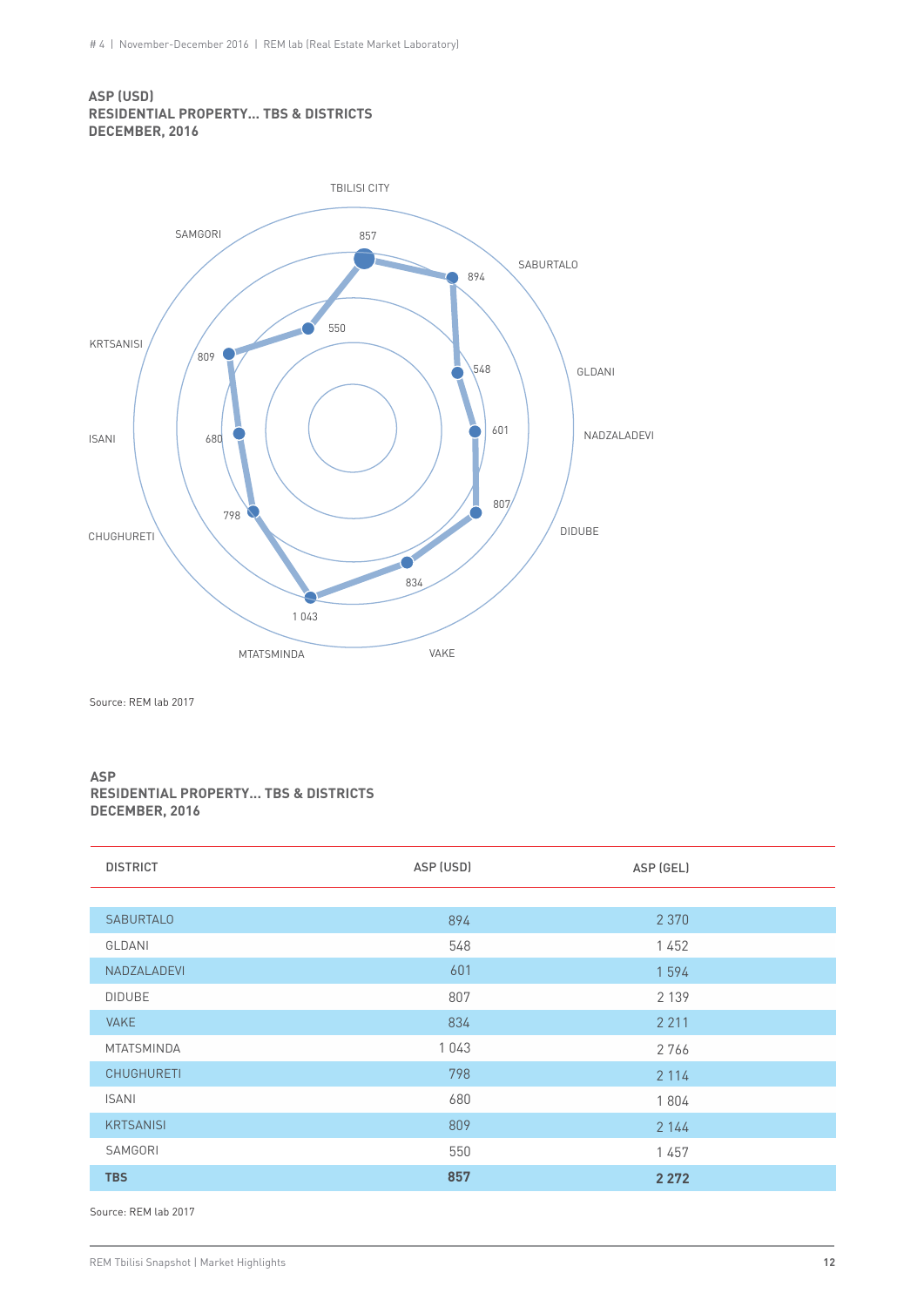**ASP (USD)**
**RESIDENTIAL PROPERTY... TBS & DISTRICTS**
**DECEMBER, 2016**

Source: REM lab 2017

**ASP**
**RESIDENTIAL PROPERTY... TBS & DISTRICTS**
**DECEMBER, 2016**

| DISTRICT | ASP (USD) | ASP (GEL) |
|---|---|---|
| SABURTALO | 894 | 2 370 |
| GLDANI | 548 | 1 452 |
| NADZALADEVI | 601 | 1 594 |
| DIDUBE | 807 | 2 139 |
| VAKE | 834 | 2 211 |
| MTATSMINDA | 1 043 | 2 766 |
| CHUGHURETI | 798 | 2 114 |
| ISANI | 680 | 1 804 |
| KRTSANISI | 809 | 2 144 |
| SAMGORI | 550 | 1 457 |
| **TBS** | **857** | **2 272** |

Source: REM lab 2017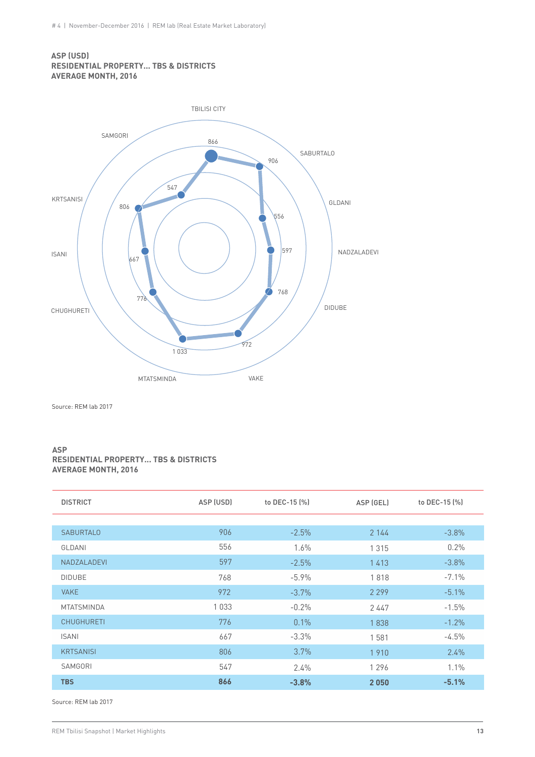**ASP (USD)**
**RESIDENTIAL PROPERTY... TBS & DISTRICTS**
**AVERAGE MONTH, 2016**

TBILISI CITY 866
SABURTALO 906
GLDANI 556
NADZALADEVI 597
DIDUBE 768
VAKE 972
MTATSMINDA 1 033
CHUGHURETI 776
ISANI 667
KRTSANISI 806
SAMGORI 547

Source: REM lab 2017

**ASP**
**RESIDENTIAL PROPERTY... TBS & DISTRICTS**
**AVERAGE MONTH, 2016**

| DISTRICT | ASP (USD) | to DEC-15 (%) | ASP (GEL) | to DEC-15 (%) |
|---|---|---|---|---|
| SABURTALO | 906 | -2.5% | 2 144 | -3.8% |
| GLDANI | 556 | 1.6% | 1 315 | 0.2% |
| NADZALADEVI | 597 | -2.5% | 1 413 | -3.8% |
| DIDUBE | 768 | -5.9% | 1 818 | -7.1% |
| VAKE | 972 | -3.7% | 2 299 | -5.1% |
| MTATSMINDA | 1 033 | -0.2% | 2 447 | -1.5% |
| CHUGHURETI | 776 | 0.1% | 1 838 | -1.2% |
| ISANI | 667 | -3.3% | 1 581 | -4.5% |
| KRTSANISI | 806 | 3.7% | 1 910 | 2.4% |
| SAMGORI | 547 | 2.4% | 1 296 | 1.1% |
| **TBS** | **866** | **-3.8%** | **2 050** | **-5.1%** |

Source: REM lab 2017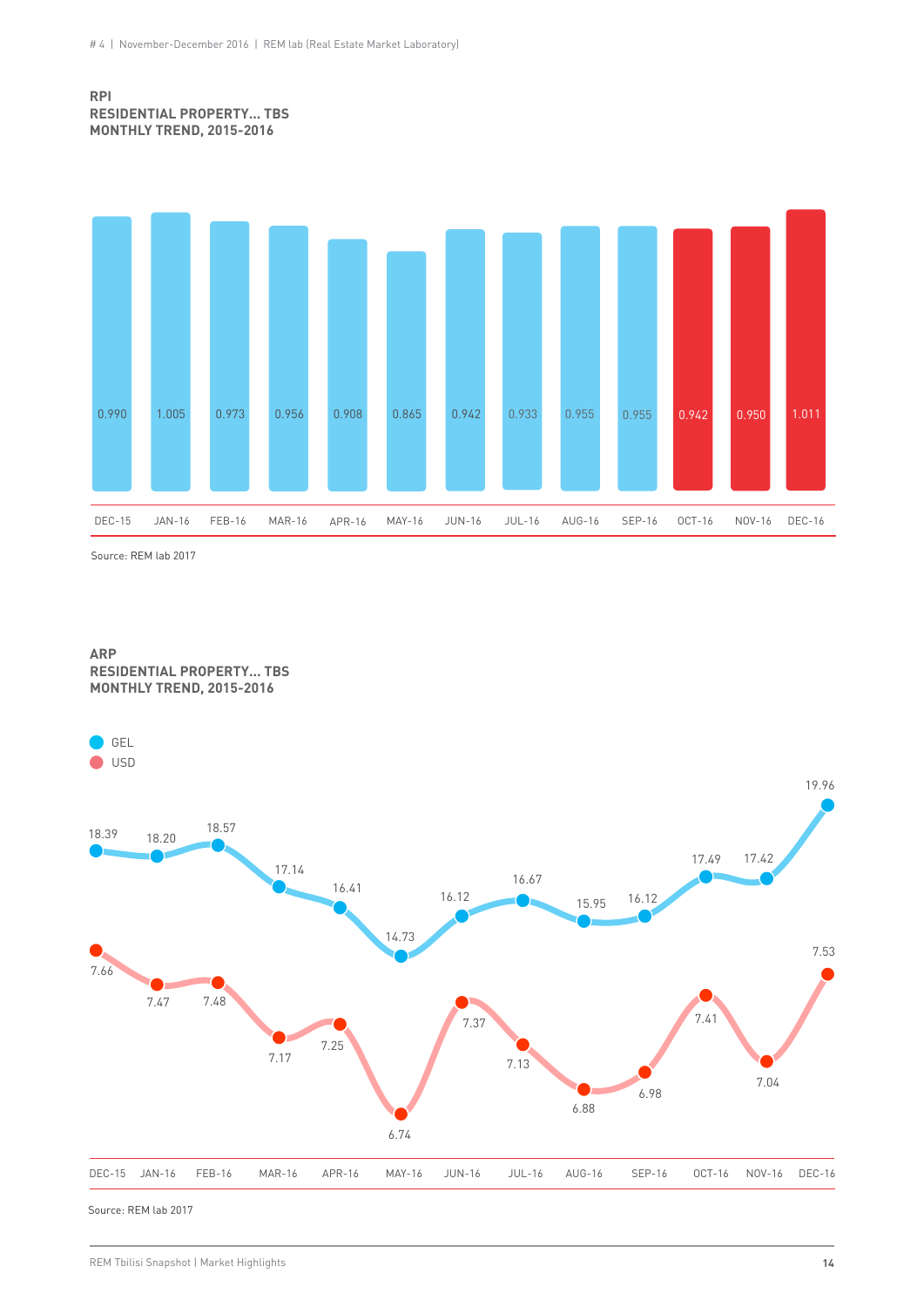**RPI**
**RESIDENTIAL PROPERTY... TBS**
**MONTHLY TREND, 2015-2016**

| DEC-15 | JAN-16 | FEB-16 | MAR-16 | APR-16 | MAY-16 | JUN-16 | JUL-16 | AUG-16 | SEP-16 | OCT-16 | NOV-16 | DEC-16 |
|---|---|---|---|---|---|---|---|---|---|---|---|---|
| 0.990 | 1.005 | 0.973 | 0.956 | 0.908 | 0.865 | 0.942 | 0.933 | 0.955 | 0.955 | 0.942 | 0.950 | 1.011 |

Source: REM lab 2017

**ARP**
**RESIDENTIAL PROPERTY... TBS**
**MONTHLY TREND, 2015-2016**

| | DEC-15 | JAN-16 | FEB-16 | MAR-16 | APR-16 | MAY-16 | JUN-16 | JUL-16 | AUG-16 | SEP-16 | OCT-16 | NOV-16 | DEC-16 |
|---|---|---|---|---|---|---|---|---|---|---|---|---|---|
| GEL | 18.39 | 18.20 | 18.57 | 17.14 | 16.41 | 14.73 | 16.12 | 16.67 | 15.95 | 16.12 | 17.49 | 17.42 | 19.96 |
| USD | 7.66 | 7.47 | 7.48 | 7.17 | 7.25 | 6.74 | 7.37 | 7.13 | 6.88 | 6.98 | 7.41 | 7.04 | 7.53 |

Source: REM lab 2017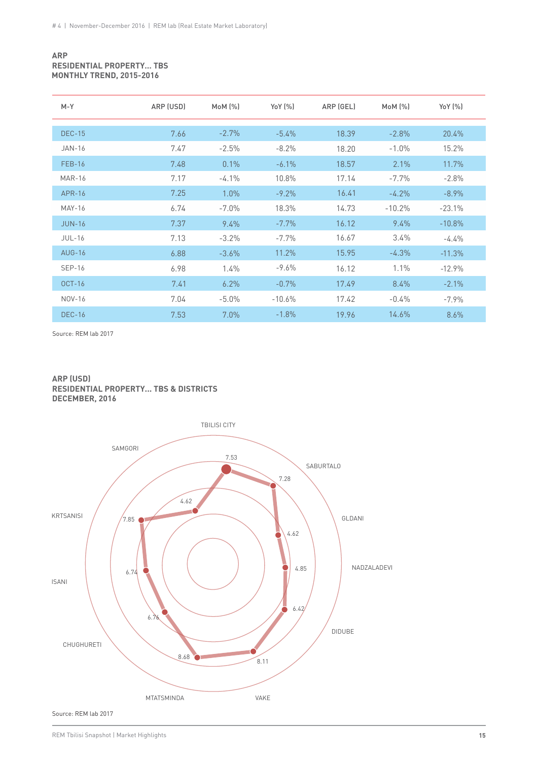**ARP**
**RESIDENTIAL PROPERTY... TBS**
**MONTHLY TREND, 2015-2016**

| M-Y | ARP (USD) | MoM (%) | YoY (%) | ARP (GEL) | MoM (%) | YoY (%) |
|---|---|---|---|---|---|---|
| DEC-15 | 7.66 | -2.7% | -5.4% | 18.39 | -2.8% | 20.4% |
| JAN-16 | 7.47 | -2.5% | -8.2% | 18.20 | -1.0% | 15.2% |
| FEB-16 | 7.48 | 0.1% | -6.1% | 18.57 | 2.1% | 11.7% |
| MAR-16 | 7.17 | -4.1% | 10.8% | 17.14 | -7.7% | -2.8% |
| APR-16 | 7.25 | 1.0% | -9.2% | 16.41 | -4.2% | -8.9% |
| MAY-16 | 6.74 | -7.0% | 18.3% | 14.73 | -10.2% | -23.1% |
| JUN-16 | 7.37 | 9.4% | -7.7% | 16.12 | 9.4% | -10.8% |
| JUL-16 | 7.13 | -3.2% | -7.7% | 16.67 | 3.4% | -4.4% |
| AUG-16 | 6.88 | -3.6% | 11.2% | 15.95 | -4.3% | -11.3% |
| SEP-16 | 6.98 | 1.4% | -9.6% | 16.12 | 1.1% | -12.9% |
| OCT-16 | 7.41 | 6.2% | -0.7% | 17.49 | 8.4% | -2.1% |
| NOV-16 | 7.04 | -5.0% | -10.6% | 17.42 | -0.4% | -7.9% |
| DEC-16 | 7.53 | 7.0% | -1.8% | 19.96 | 14.6% | 8.6% |

Source: REM lab 2017

**ARP (USD)**
**RESIDENTIAL PROPERTY... TBS & DISTRICTS**
**DECEMBER, 2016**

| District | ARP (USD) |
|---|---|
| TBILISI CITY | 7.53 |
| SABURTALO | 7.28 |
| GLDANI | 4.62 |
| NADZALADEVI | 4.85 |
| DIDUBE | 6.42 |
| VAKE | 8.11 |
| MTATSMINDA | 8.68 |
| CHUGHURETI | 6.76 |
| ISANI | 6.74 |
| KRTSANISI | 7.85 |
| SAMGORI | 4.62 |

Source: REM lab 2017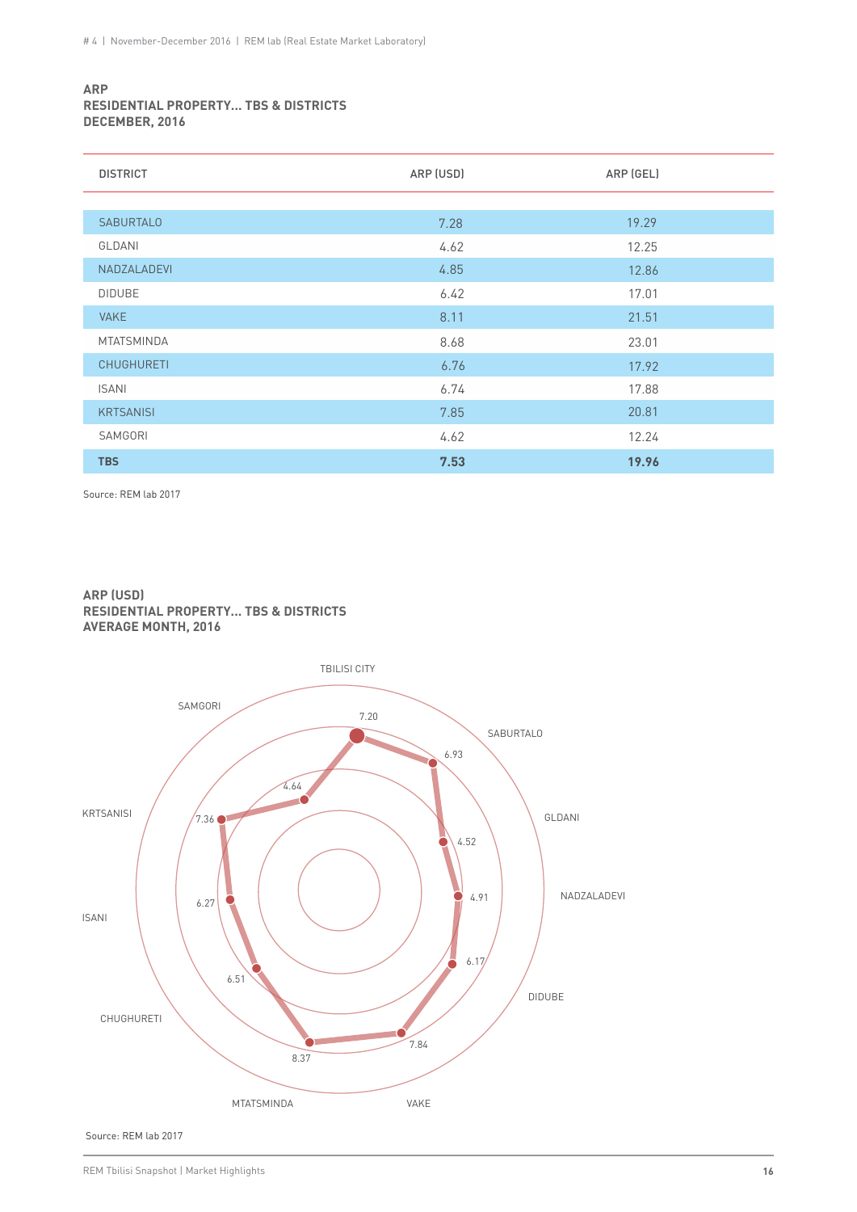**ARP**
**RESIDENTIAL PROPERTY... TBS & DISTRICTS**
**DECEMBER, 2016**

| DISTRICT | ARP (USD) | ARP (GEL) |
|---|---|---|
| SABURTALO | 7.28 | 19.29 |
| GLDANI | 4.62 | 12.25 |
| NADZALADEVI | 4.85 | 12.86 |
| DIDUBE | 6.42 | 17.01 |
| VAKE | 8.11 | 21.51 |
| MTATSMINDA | 8.68 | 23.01 |
| CHUGHURETI | 6.76 | 17.92 |
| ISANI | 6.74 | 17.88 |
| KRTSANISI | 7.85 | 20.81 |
| SAMGORI | 4.62 | 12.24 |
| **TBS** | **7.53** | **19.96** |

Source: REM lab 2017

**ARP (USD)**
**RESIDENTIAL PROPERTY... TBS & DISTRICTS**
**AVERAGE MONTH, 2016**

| District | ARP (USD) |
|---|---|
| TBILISI CITY | 7.20 |
| SABURTALO | 6.93 |
| GLDANI | 4.52 |
| NADZALADEVI | 4.91 |
| DIDUBE | 6.17 |
| VAKE | 7.84 |
| MTATSMINDA | 8.37 |
| CHUGHURETI | 6.51 |
| ISANI | 6.27 |
| KRTSANISI | 7.36 |
| SAMGORI | 4.64 |

Source: REM lab 2017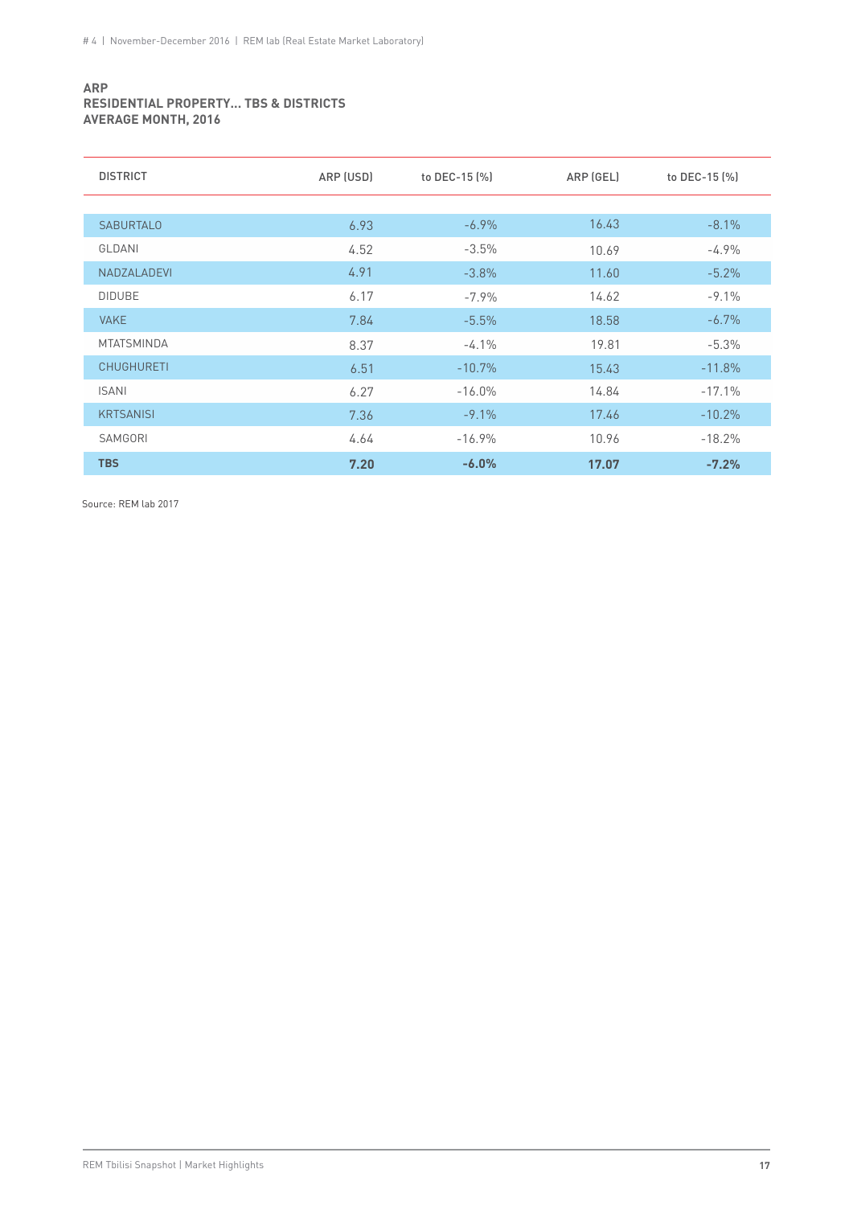**ARP**
**RESIDENTIAL PROPERTY... TBS & DISTRICTS**
**AVERAGE MONTH, 2016**

| DISTRICT | ARP (USD) | to DEC-15 (%) | ARP (GEL) | to DEC-15 (%) |
|---|---|---|---|---|
| SABURTALO | 6.93 | -6.9% | 16.43 | -8.1% |
| GLDANI | 4.52 | -3.5% | 10.69 | -4.9% |
| NADZALADEVI | 4.91 | -3.8% | 11.60 | -5.2% |
| DIDUBE | 6.17 | -7.9% | 14.62 | -9.1% |
| VAKE | 7.84 | -5.5% | 18.58 | -6.7% |
| MTATSMINDA | 8.37 | -4.1% | 19.81 | -5.3% |
| CHUGHURETI | 6.51 | -10.7% | 15.43 | -11.8% |
| ISANI | 6.27 | -16.0% | 14.84 | -17.1% |
| KRTSANISI | 7.36 | -9.1% | 17.46 | -10.2% |
| SAMGORI | 4.64 | -16.9% | 10.96 | -18.2% |
| **TBS** | **7.20** | **-6.0%** | **17.07** | **-7.2%** |

Source: REM lab 2017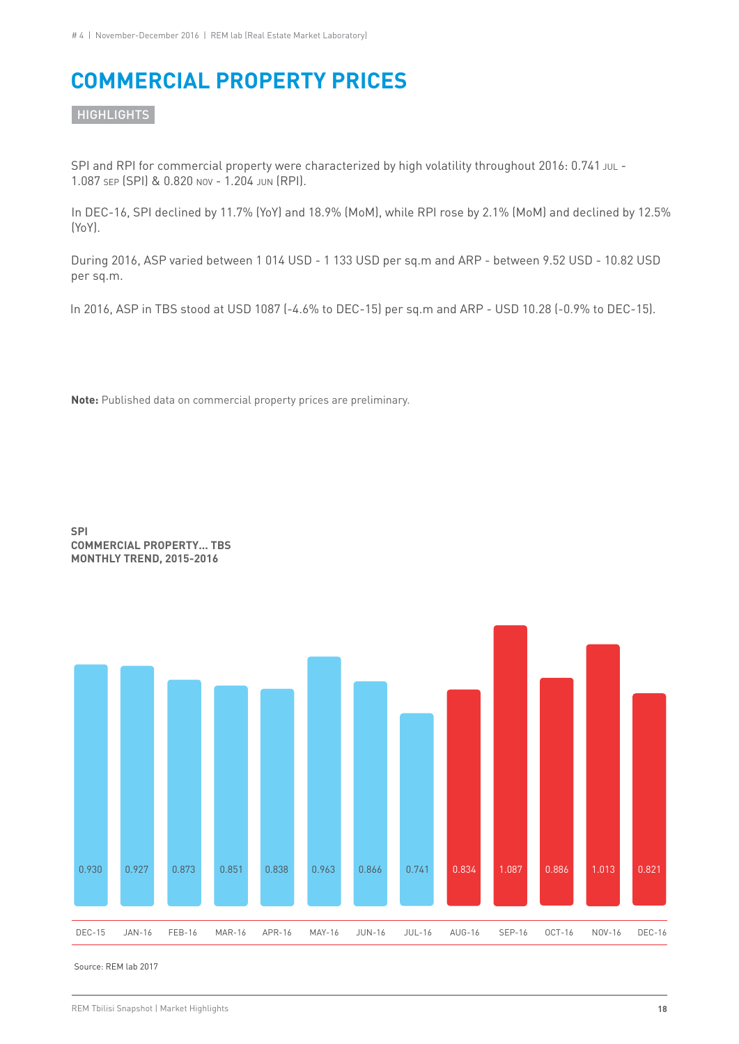# COMMERCIAL PROPERTY PRICES

HIGHLIGHTS

SPI and RPI for commercial property were characterized by high volatility throughout 2016: 0.741 JUL - 1.087 SEP (SPI) & 0.820 NOV - 1.204 JUN (RPI).

In DEC-16, SPI declined by 11.7% (YoY) and 18.9% (MoM), while RPI rose by 2.1% (MoM) and declined by 12.5% (YoY).

During 2016, ASP varied between 1 014 USD - 1 133 USD per sq.m and ARP - between 9.52 USD - 10.82 USD per sq.m.

In 2016, ASP in TBS stood at USD 1087 (-4.6% to DEC-15) per sq.m and ARP - USD 10.28 (-0.9% to DEC-15).

**Note:** Published data on commercial property prices are preliminary.

**SPI**
**COMMERCIAL PROPERTY... TBS**
**MONTHLY TREND, 2015-2016**

| DEC-15 | JAN-16 | FEB-16 | MAR-16 | APR-16 | MAY-16 | JUN-16 | JUL-16 | AUG-16 | SEP-16 | OCT-16 | NOV-16 | DEC-16 |
|---|---|---|---|---|---|---|---|---|---|---|---|---|
| 0.930 | 0.927 | 0.873 | 0.851 | 0.838 | 0.963 | 0.866 | 0.741 | 0.834 | 1.087 | 0.886 | 1.013 | 0.821 |

Source: REM lab 2017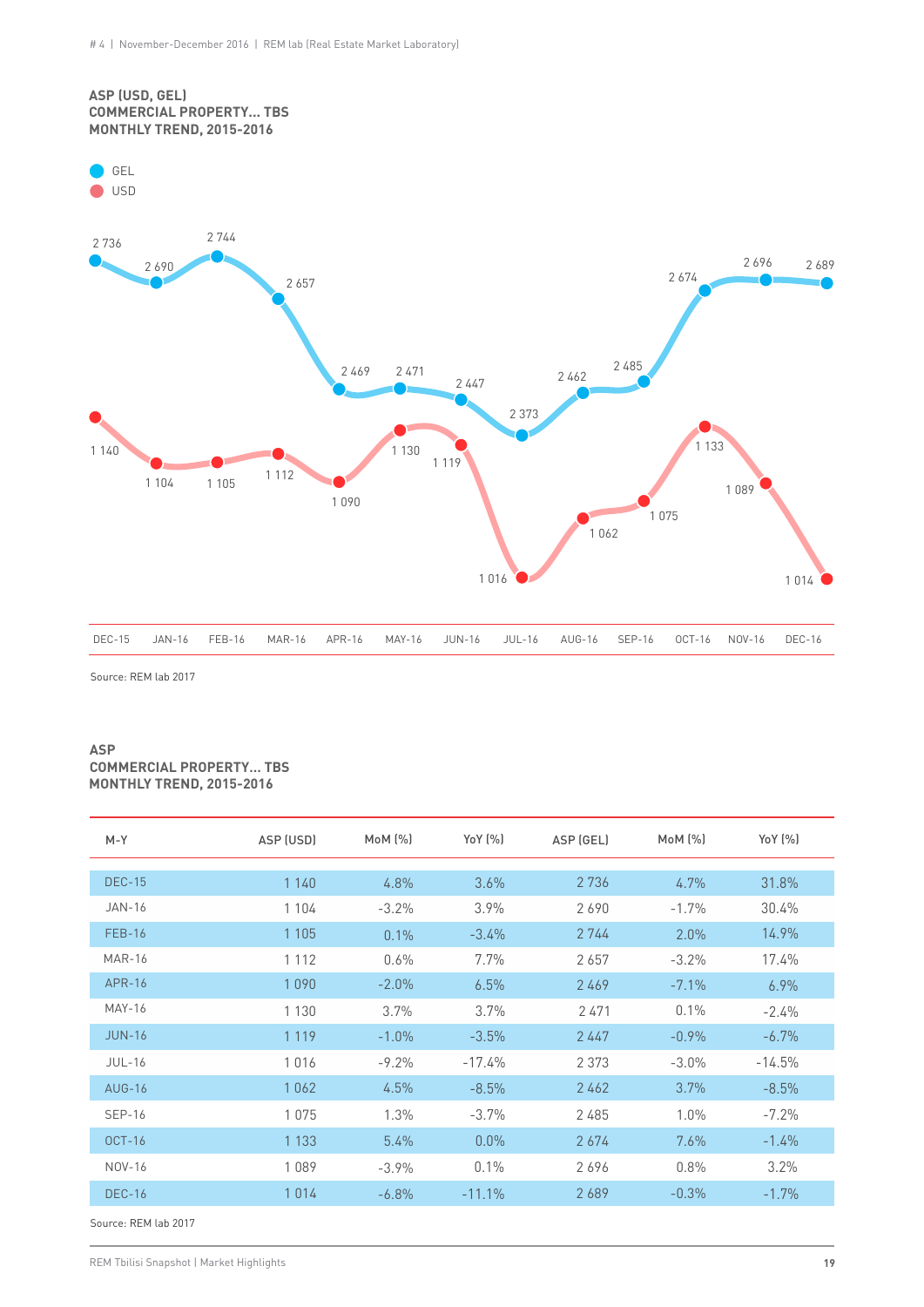**ASP (USD, GEL)**
**COMMERCIAL PROPERTY... TBS**
**MONTHLY TREND, 2015-2016**

GEL
USD

| | DEC-15 | JAN-16 | FEB-16 | MAR-16 | APR-16 | MAY-16 | JUN-16 | JUL-16 | AUG-16 | SEP-16 | OCT-16 | NOV-16 | DEC-16 |
|---|---|---|---|---|---|---|---|---|---|---|---|---|---|
| GEL | 2 736 | 2 690 | 2 744 | 2 657 | 2 469 | 2 471 | 2 447 | 2 373 | 2 462 | 2 485 | 2 674 | 2 696 | 2 689 |
| USD | 1 140 | 1 104 | 1 105 | 1 112 | 1 090 | 1 130 | 1 119 | 1 016 | 1 062 | 1 075 | 1 133 | 1 089 | 1 014 |

Source: REM lab 2017

**ASP**
**COMMERCIAL PROPERTY... TBS**
**MONTHLY TREND, 2015-2016**

| M-Y | ASP (USD) | MoM (%) | YoY (%) | ASP (GEL) | MoM (%) | YoY (%) |
|---|---|---|---|---|---|---|
| DEC-15 | 1 140 | 4.8% | 3.6% | 2 736 | 4.7% | 31.8% |
| JAN-16 | 1 104 | -3.2% | 3.9% | 2 690 | -1.7% | 30.4% |
| FEB-16 | 1 105 | 0.1% | -3.4% | 2 744 | 2.0% | 14.9% |
| MAR-16 | 1 112 | 0.6% | 7.7% | 2 657 | -3.2% | 17.4% |
| APR-16 | 1 090 | -2.0% | 6.5% | 2 469 | -7.1% | 6.9% |
| MAY-16 | 1 130 | 3.7% | 3.7% | 2 471 | 0.1% | -2.4% |
| JUN-16 | 1 119 | -1.0% | -3.5% | 2 447 | -0.9% | -6.7% |
| JUL-16 | 1 016 | -9.2% | -17.4% | 2 373 | -3.0% | -14.5% |
| AUG-16 | 1 062 | 4.5% | -8.5% | 2 462 | 3.7% | -8.5% |
| SEP-16 | 1 075 | 1.3% | -3.7% | 2 485 | 1.0% | -7.2% |
| OCT-16 | 1 133 | 5.4% | 0.0% | 2 674 | 7.6% | -1.4% |
| NOV-16 | 1 089 | -3.9% | 0.1% | 2 696 | 0.8% | 3.2% |
| DEC-16 | 1 014 | -6.8% | -11.1% | 2 689 | -0.3% | -1.7% |

Source: REM lab 2017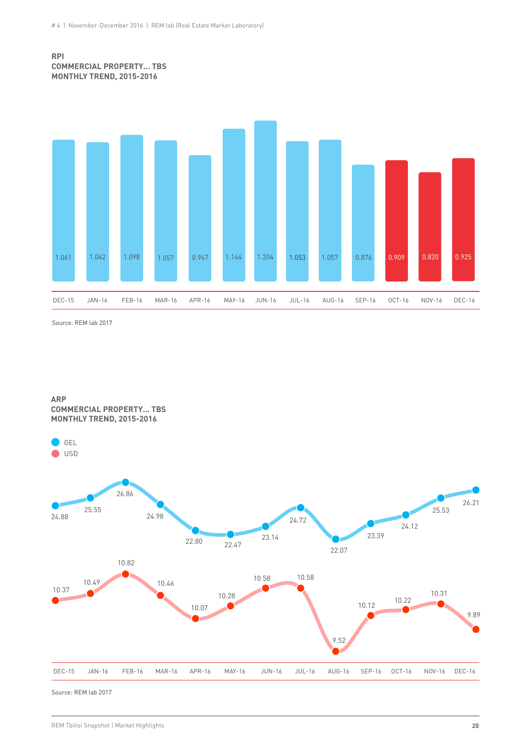**RPI**
**COMMERCIAL PROPERTY... TBS**
**MONTHLY TREND, 2015-2016**

| DEC-15 | JAN-16 | FEB-16 | MAR-16 | APR-16 | MAY-16 | JUN-16 | JUL-16 | AUG-16 | SEP-16 | OCT-16 | NOV-16 | DEC-16 |
|---|---|---|---|---|---|---|---|---|---|---|---|---|
| 1.061 | 1.042 | 1.098 | 1.057 | 0.947 | 1.144 | 1.204 | 1.053 | 1.057 | 0.876 | 0.909 | 0.820 | 0.925 |

Source: REM lab 2017

**ARP**
**COMMERCIAL PROPERTY... TBS**
**MONTHLY TREND, 2015-2016**

| | DEC-15 | JAN-16 | FEB-16 | MAR-16 | APR-16 | MAY-16 | JUN-16 | JUL-16 | AUG-16 | SEP-16 | OCT-16 | NOV-16 | DEC-16 |
|---|---|---|---|---|---|---|---|---|---|---|---|---|---|
| GEL | 24.88 | 25.55 | 26.86 | 24.98 | 22.80 | 22.47 | 23.14 | 24.72 | 22.07 | 23.39 | 24.12 | 25.53 | 26.21 |
| USD | 10.37 | 10.49 | 10.82 | 10.46 | 10.07 | 10.28 | 10.58 | 10.58 | 9.52 | 10.12 | 10.22 | 10.31 | 9.89 |

Source: REM lab 2017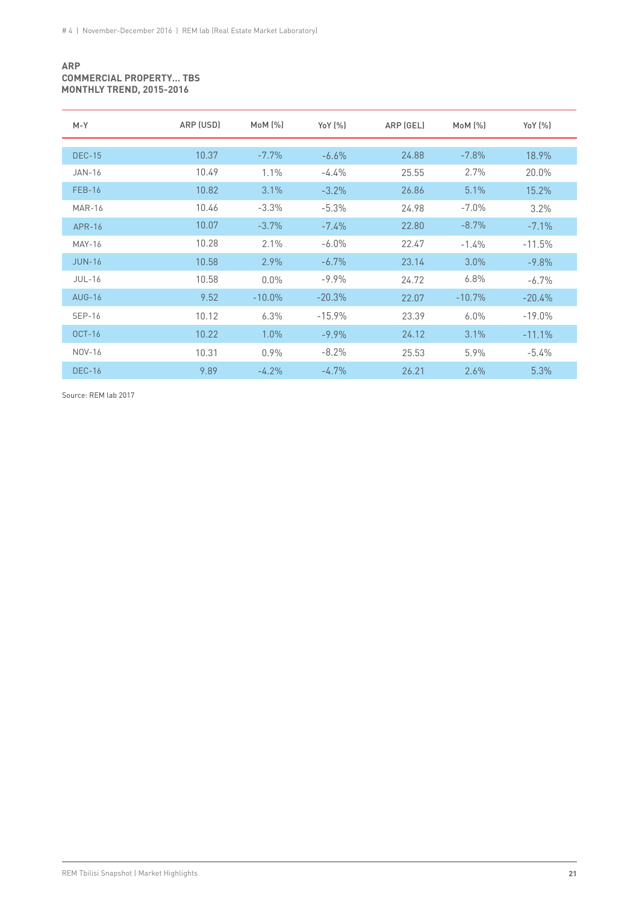**ARP**
**COMMERCIAL PROPERTY... TBS**
**MONTHLY TREND, 2015-2016**

| M-Y | ARP (USD) | MoM (%) | YoY (%) | ARP (GEL) | MoM (%) | YoY (%) |
|---|---|---|---|---|---|---|
| DEC-15 | 10.37 | -7.7% | -6.6% | 24.88 | -7.8% | 18.9% |
| JAN-16 | 10.49 | 1.1% | -4.4% | 25.55 | 2.7% | 20.0% |
| FEB-16 | 10.82 | 3.1% | -3.2% | 26.86 | 5.1% | 15.2% |
| MAR-16 | 10.46 | -3.3% | -5.3% | 24.98 | -7.0% | 3.2% |
| APR-16 | 10.07 | -3.7% | -7.4% | 22.80 | -8.7% | -7.1% |
| MAY-16 | 10.28 | 2.1% | -6.0% | 22.47 | -1.4% | -11.5% |
| JUN-16 | 10.58 | 2.9% | -6.7% | 23.14 | 3.0% | -9.8% |
| JUL-16 | 10.58 | 0.0% | -9.9% | 24.72 | 6.8% | -6.7% |
| AUG-16 | 9.52 | -10.0% | -20.3% | 22.07 | -10.7% | -20.4% |
| SEP-16 | 10.12 | 6.3% | -15.9% | 23.39 | 6.0% | -19.0% |
| OCT-16 | 10.22 | 1.0% | -9.9% | 24.12 | 3.1% | -11.1% |
| NOV-16 | 10.31 | 0.9% | -8.2% | 25.53 | 5.9% | -5.4% |
| DEC-16 | 9.89 | -4.2% | -4.7% | 26.21 | 2.6% | 5.3% |

Source: REM lab 2017